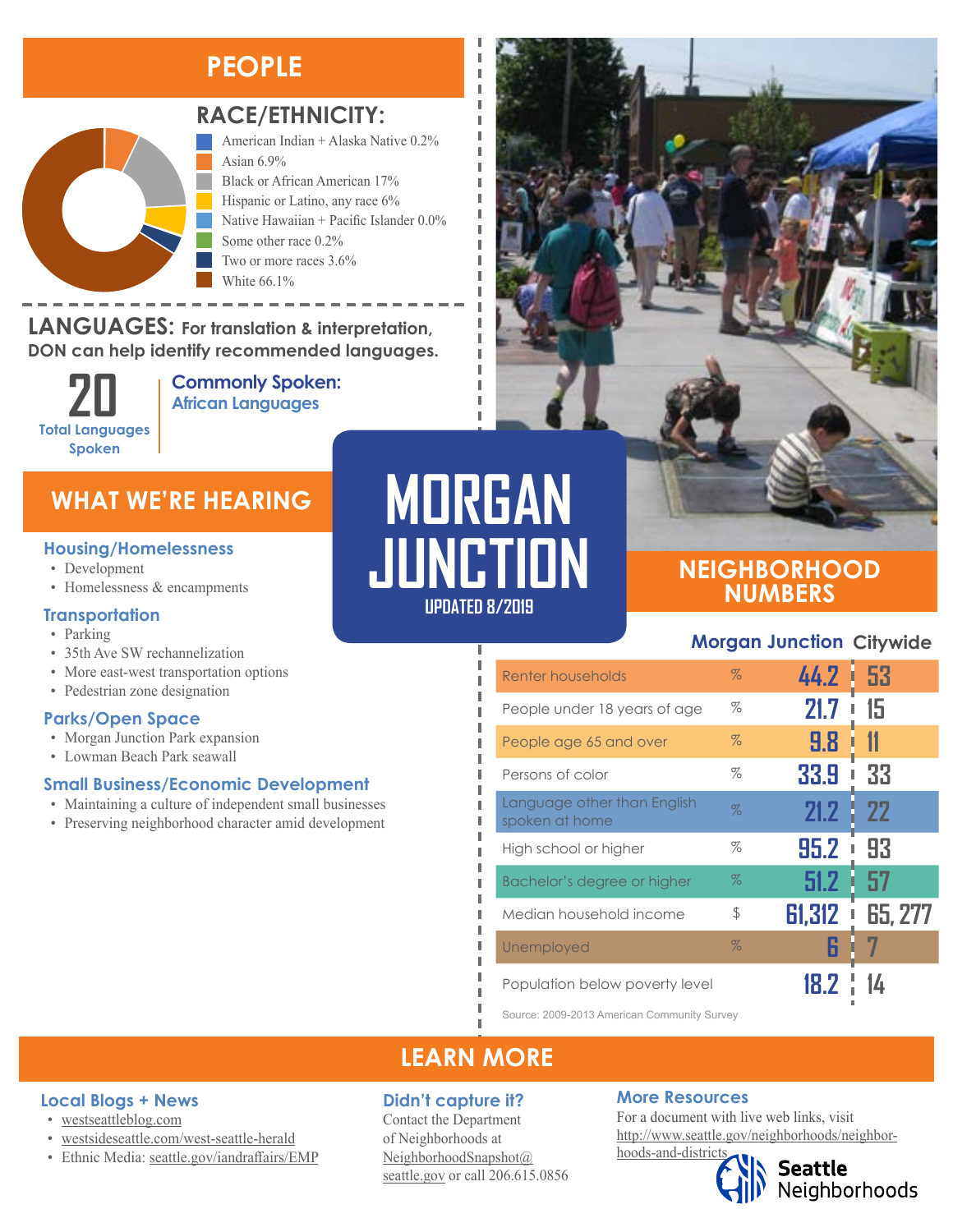# MORGAN JUNCTION

UPDATED 8/2019

## PEOPLE

### RACE/ETHNICITY:

- American Indian + Alaska Native 0.2%
- Asian 6.9%
- Black or African American 17%
- Hispanic or Latino, any race 6%
- Native Hawaiian + Pacific Islander 0.0%
- Some other race 0.2%
- Two or more races 3.6%
- White 66.1%

### LANGUAGES: For translation & interpretation, DON can help identify recommended languages.

**20** Total Languages Spoken

**Commonly Spoken:** African Languages

## WHAT WE'RE HEARING

### Housing/Homelessness

- Development
- Homelessness & encampments

### Transportation

- Parking
- 35th Ave SW rechannelization
- More east-west transportation options
- Pedestrian zone designation

### Parks/Open Space

- Morgan Junction Park expansion
- Lowman Beach Park seawall

### Small Business/Economic Development

- Maintaining a culture of independent small businesses
- Preserving neighborhood character amid development

## NEIGHBORHOOD NUMBERS

| | | Morgan Junction | Citywide |
|---|---|---|---|
| Renter households | % | 44.2 | 53 |
| People under 18 years of age | % | 21.7 | 15 |
| People age 65 and over | % | 9.8 | 11 |
| Persons of color | % | 33.9 | 33 |
| Language other than English spoken at home | % | 21.2 | 22 |
| High school or higher | % | 95.2 | 93 |
| Bachelor's degree or higher | % | 51.2 | 57 |
| Median household income | $ | 61,312 | 65, 277 |
| Unemployed | % | 6 | 7 |
| Population below poverty level | | 18.2 | 14 |

Source: 2009-2013 American Community Survey

## LEARN MORE

### Local Blogs + News

- westseattleblog.com
- westsideseattle.com/west-seattle-herald
- Ethnic Media: seattle.gov/iandraffairs/EMP

### Didn't capture it?

Contact the Department of Neighborhoods at NeighborhoodSnapshot@seattle.gov or call 206.615.0856

### More Resources

For a document with live web links, visit http://www.seattle.gov/neighborhoods/neighborhoods-and-districts

Seattle Neighborhoods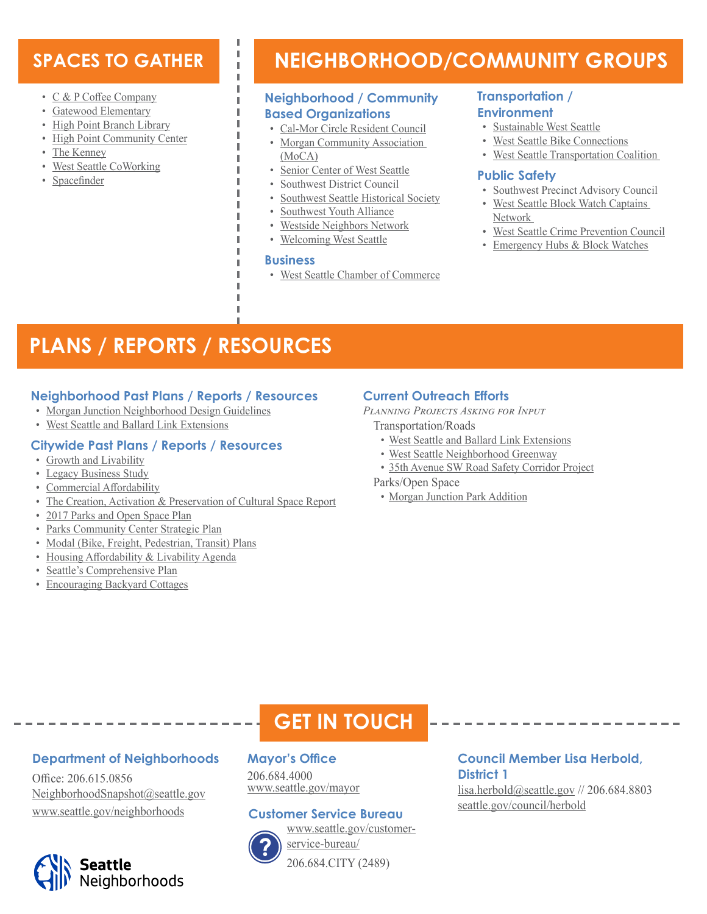## SPACES TO GATHER

- C & P Coffee Company
- Gatewood Elementary
- High Point Branch Library
- High Point Community Center
- The Kenney
- West Seattle CoWorking
- Spacefinder

## NEIGHBORHOOD/COMMUNITY GROUPS

### Neighborhood / Community Based Organizations

- Cal-Mor Circle Resident Council
- Morgan Community Association (MoCA)
- Senior Center of West Seattle
- Southwest District Council
- Southwest Seattle Historical Society
- Southwest Youth Alliance
- Westside Neighbors Network
- Welcoming West Seattle

### Business

- West Seattle Chamber of Commerce

### Transportation / Environment

- Sustainable West Seattle
- West Seattle Bike Connections
- West Seattle Transportation Coalition

### Public Safety

- Southwest Precinct Advisory Council
- West Seattle Block Watch Captains Network
- West Seattle Crime Prevention Council
- Emergency Hubs & Block Watches

## PLANS / REPORTS / RESOURCES

### Neighborhood Past Plans / Reports / Resources

- Morgan Junction Neighborhood Design Guidelines
- West Seattle and Ballard Link Extensions

### Citywide Past Plans / Reports / Resources

- Growth and Livability
- Legacy Business Study
- Commercial Affordability
- The Creation, Activation & Preservation of Cultural Space Report
- 2017 Parks and Open Space Plan
- Parks Community Center Strategic Plan
- Modal (Bike, Freight, Pedestrian, Transit) Plans
- Housing Affordability & Livability Agenda
- Seattle's Comprehensive Plan
- Encouraging Backyard Cottages

### Current Outreach Efforts

*Planning Projects Asking for Input*

Transportation/Roads

- West Seattle and Ballard Link Extensions
- West Seattle Neighborhood Greenway
- 35th Avenue SW Road Safety Corridor Project

Parks/Open Space

- Morgan Junction Park Addition

## GET IN TOUCH

### Department of Neighborhoods

Office: 206.615.0856
NeighborhoodSnapshot@seattle.gov
www.seattle.gov/neighborhoods

Seattle Neighborhoods

### Mayor's Office

206.684.4000
www.seattle.gov/mayor

### Customer Service Bureau

www.seattle.gov/customer-service-bureau/
206.684.CITY (2489)

### Council Member Lisa Herbold, District 1

lisa.herbold@seattle.gov // 206.684.8803
seattle.gov/council/herbold